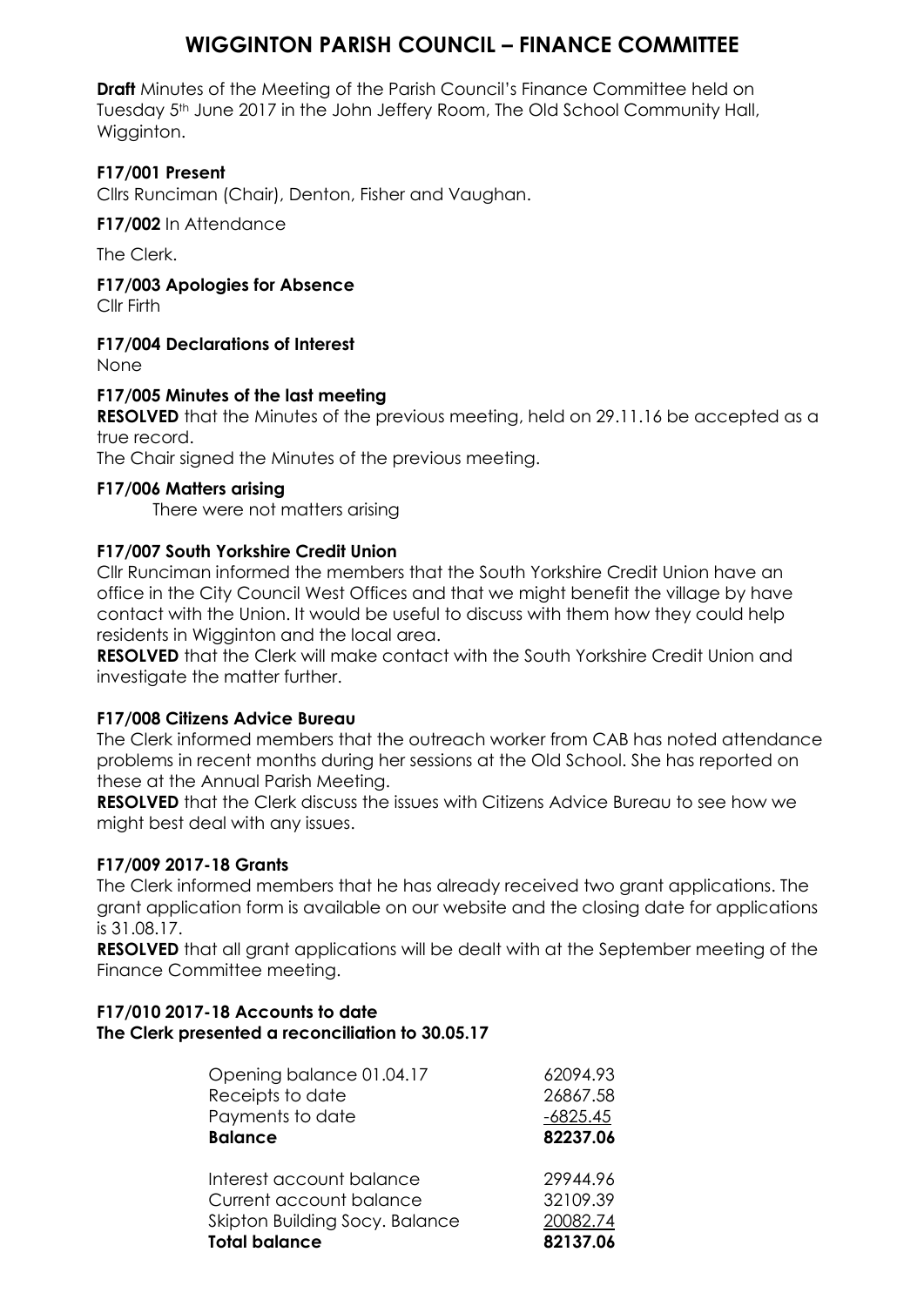# WIGGINTON PARISH COUNCIL – FINANCE COMMITTEE

**Draft** Minutes of the Meeting of the Parish Council's Finance Committee held on Tuesday 5th June 2017 in the John Jeffery Room, The Old School Community Hall, Wigginton.

**F17/001 Present**

Cllrs Runciman (Chair), Denton, Fisher and Vaughan.

**F17/002** In Attendance

The Clerk.

**F17/003 Apologies for Absence**

Cllr Firth

**F17/004 Declarations of Interest**

None

**F17/005 Minutes of the last meeting**

**RESOLVED** that the Minutes of the previous meeting, held on 29.11.16 be accepted as a true record.

The Chair signed the Minutes of the previous meeting.

**F17/006 Matters arising**

There were not matters arising

**F17/007 South Yorkshire Credit Union**

Cllr Runciman informed the members that the South Yorkshire Credit Union have an office in the City Council West Offices and that we might benefit the village by have contact with the Union. It would be useful to discuss with them how they could help residents in Wigginton and the local area.

**RESOLVED** that the Clerk will make contact with the South Yorkshire Credit Union and investigate the matter further.

**F17/008 Citizens Advice Bureau**

The Clerk informed members that the outreach worker from CAB has noted attendance problems in recent months during her sessions at the Old School. She has reported on these at the Annual Parish Meeting.

**RESOLVED** that the Clerk discuss the issues with Citizens Advice Bureau to see how we might best deal with any issues.

**F17/009 2017-18 Grants**

The Clerk informed members that he has already received two grant applications. The grant application form is available on our website and the closing date for applications is 31.08.17.

**RESOLVED** that all grant applications will be dealt with at the September meeting of the Finance Committee meeting.

**F17/010 2017-18 Accounts to date**

**The Clerk presented a reconciliation to 30.05.17**

| | |
|---|---|
| Opening balance 01.04.17 | 62094.93 |
| Receipts to date | 26867.58 |
| Payments to date | -6825.45 |
| **Balance** | **82237.06** |
| | |
| Interest account balance | 29944.96 |
| Current account balance | 32109.39 |
| Skipton Building Socy. Balance | 20082.74 |
| **Total balance** | **82137.06** |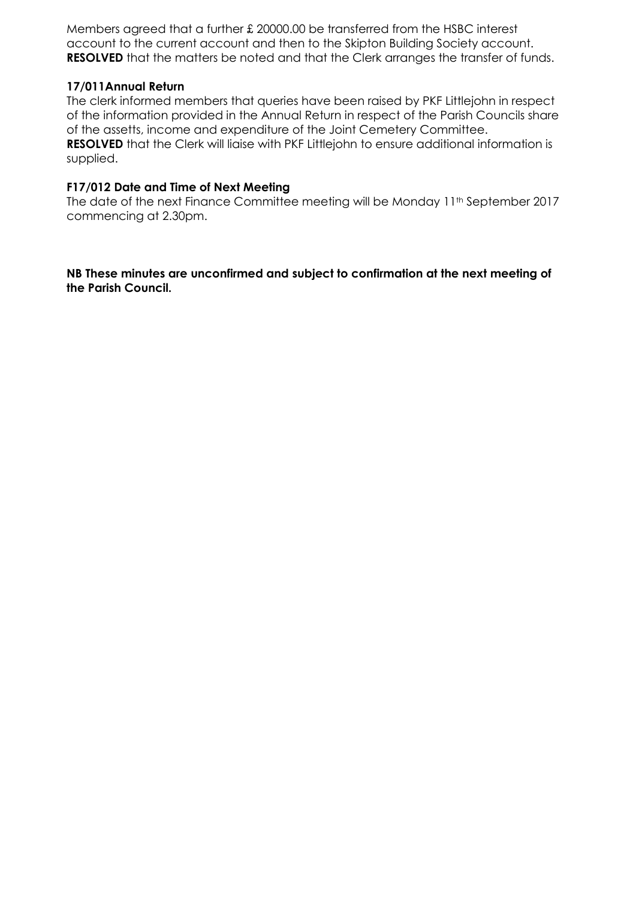Members agreed that a further £ 20000.00 be transferred from the HSBC interest account to the current account and then to the Skipton Building Society account.
**RESOLVED** that the matters be noted and that the Clerk arranges the transfer of funds.

### 17/011Annual Return

The clerk informed members that queries have been raised by PKF Littlejohn in respect of the information provided in the Annual Return in respect of the Parish Councils share of the assetts, income and expenditure of the Joint Cemetery Committee.
**RESOLVED** that the Clerk will liaise with PKF Littlejohn to ensure additional information is supplied.

### F17/012 Date and Time of Next Meeting

The date of the next Finance Committee meeting will be Monday 11th September 2017 commencing at 2.30pm.

**NB These minutes are unconfirmed and subject to confirmation at the next meeting of the Parish Council.**